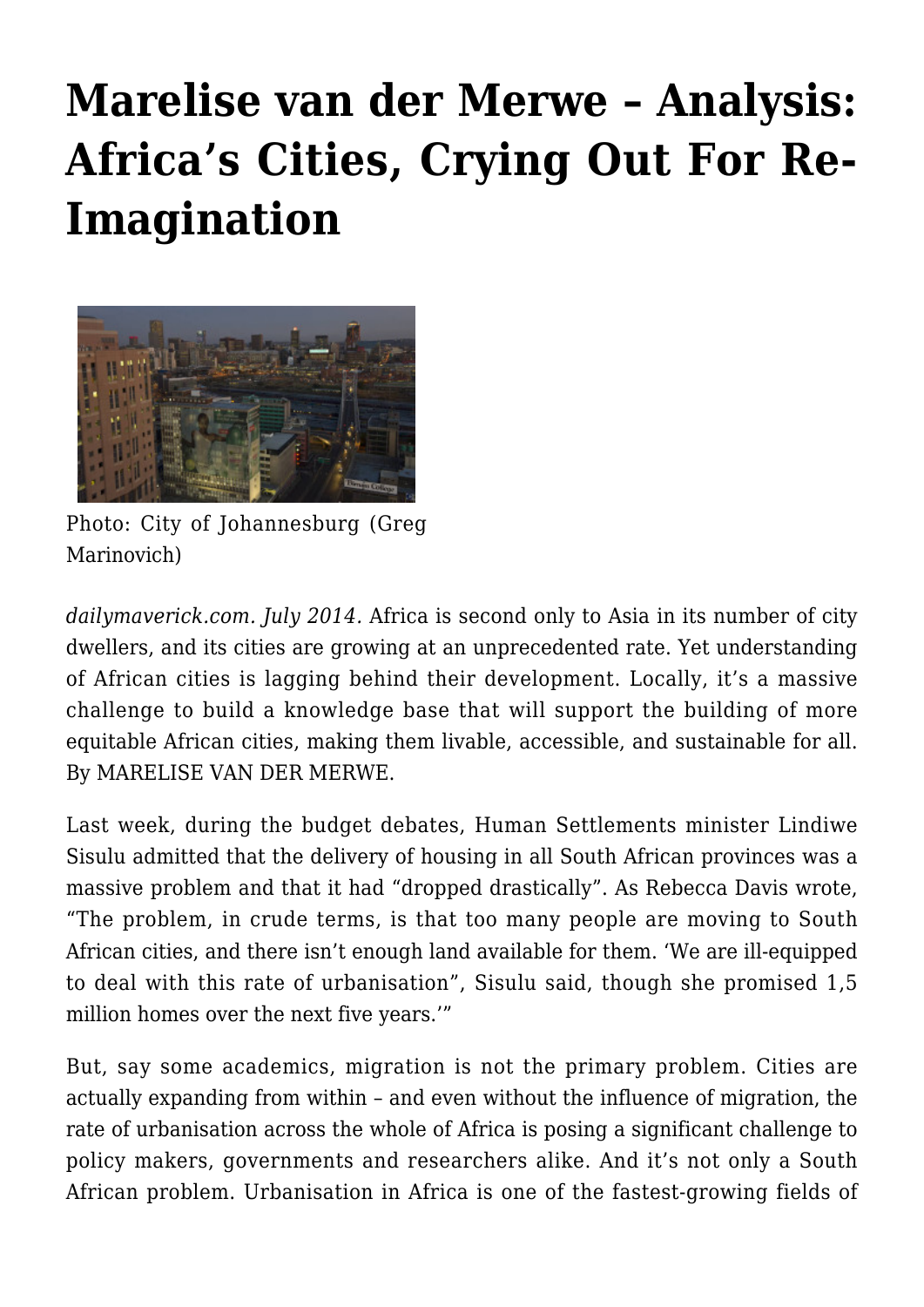# Marelise van der Merwe – Analysis: Africa's Cities, Crying Out For Re-Imagination

Photo: City of Johannesburg (Greg Marinovich)

*dailymaverick.com. July 2014.* Africa is second only to Asia in its number of city dwellers, and its cities are growing at an unprecedented rate. Yet understanding of African cities is lagging behind their development. Locally, it's a massive challenge to build a knowledge base that will support the building of more equitable African cities, making them livable, accessible, and sustainable for all. By MARELISE VAN DER MERWE.

Last week, during the budget debates, Human Settlements minister Lindiwe Sisulu admitted that the delivery of housing in all South African provinces was a massive problem and that it had "dropped drastically". As Rebecca Davis wrote, "The problem, in crude terms, is that too many people are moving to South African cities, and there isn't enough land available for them. 'We are ill-equipped to deal with this rate of urbanisation", Sisulu said, though she promised 1,5 million homes over the next five years.'"

But, say some academics, migration is not the primary problem. Cities are actually expanding from within – and even without the influence of migration, the rate of urbanisation across the whole of Africa is posing a significant challenge to policy makers, governments and researchers alike. And it's not only a South African problem. Urbanisation in Africa is one of the fastest-growing fields of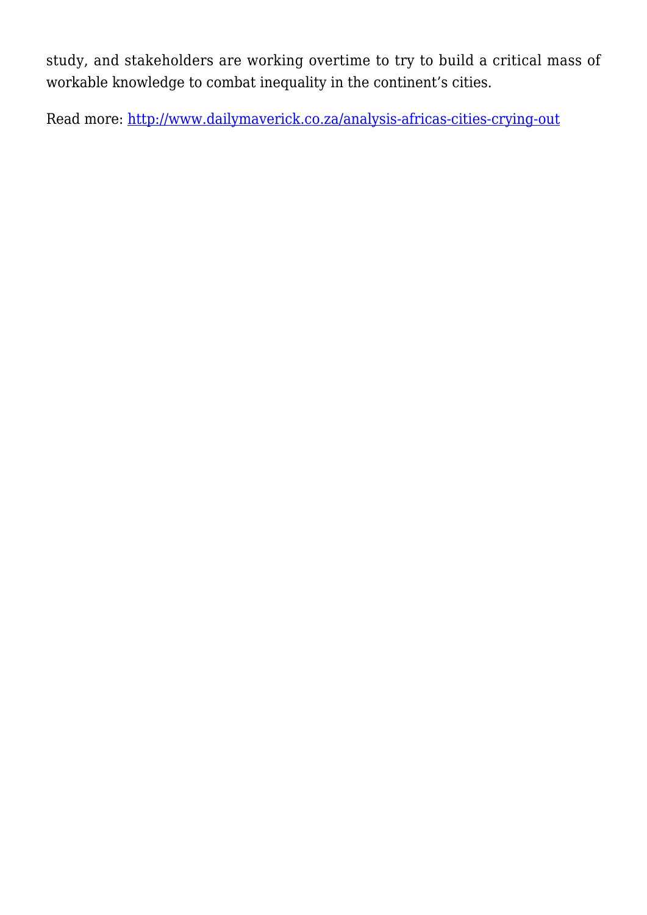study, and stakeholders are working overtime to try to build a critical mass of workable knowledge to combat inequality in the continent's cities.

Read more: [http://www.dailymaverick.co.za/analysis-africas-cities-crying-out](http://www.dailymaverick.co.za/analysis-africas-cities-crying-out)